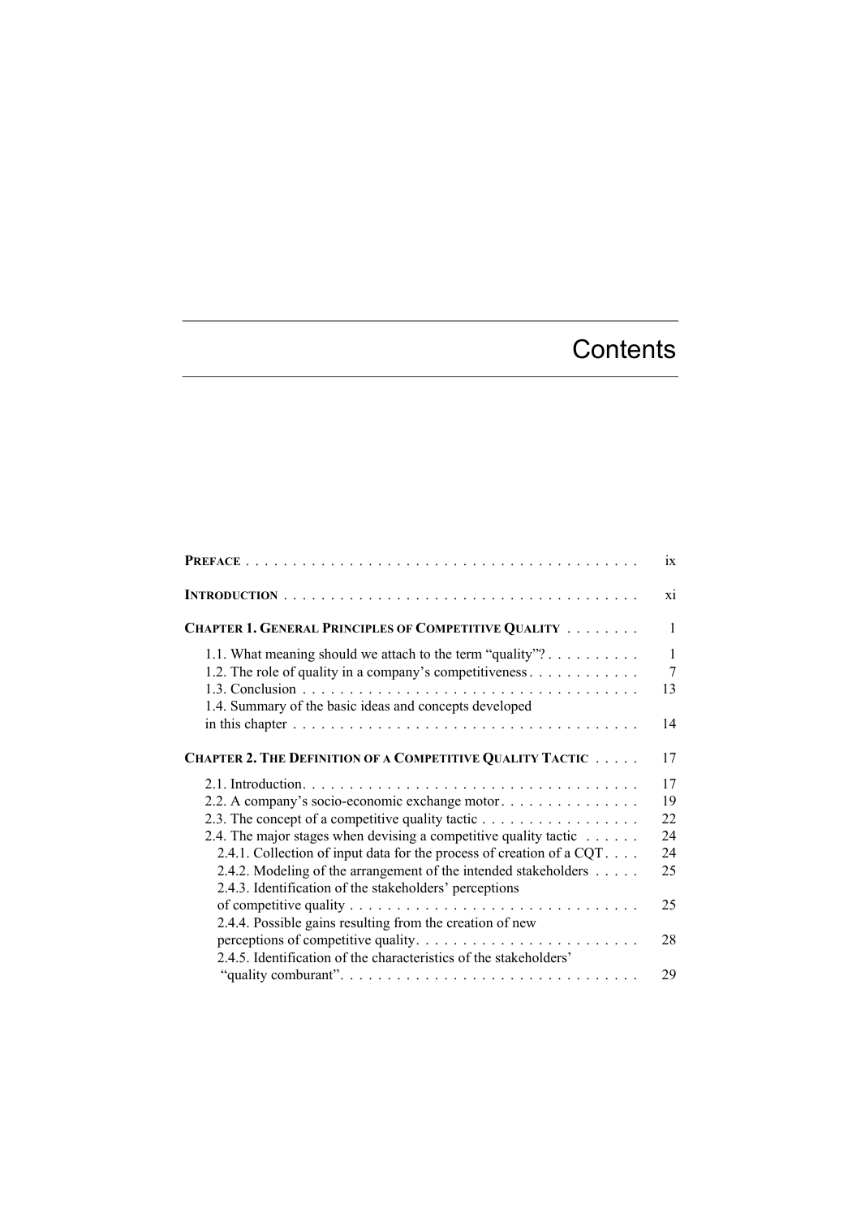# Contents

| | |
|---|---|
| **PREFACE** | ix |
| **INTRODUCTION** | xi |
| **CHAPTER 1. GENERAL PRINCIPLES OF COMPETITIVE QUALITY** | 1 |
| 1.1. What meaning should we attach to the term "quality"? | 1 |
| 1.2. The role of quality in a company's competitiveness | 7 |
| 1.3. Conclusion | 13 |
| 1.4. Summary of the basic ideas and concepts developed in this chapter | 14 |
| **CHAPTER 2. THE DEFINITION OF A COMPETITIVE QUALITY TACTIC** | 17 |
| 2.1. Introduction | 17 |
| 2.2. A company's socio-economic exchange motor | 19 |
| 2.3. The concept of a competitive quality tactic | 22 |
| 2.4. The major stages when devising a competitive quality tactic | 24 |
| 2.4.1. Collection of input data for the process of creation of a CQT | 24 |
| 2.4.2. Modeling of the arrangement of the intended stakeholders | 25 |
| 2.4.3. Identification of the stakeholders' perceptions of competitive quality | 25 |
| 2.4.4. Possible gains resulting from the creation of new perceptions of competitive quality | 28 |
| 2.4.5. Identification of the characteristics of the stakeholders' "quality comburant" | 29 |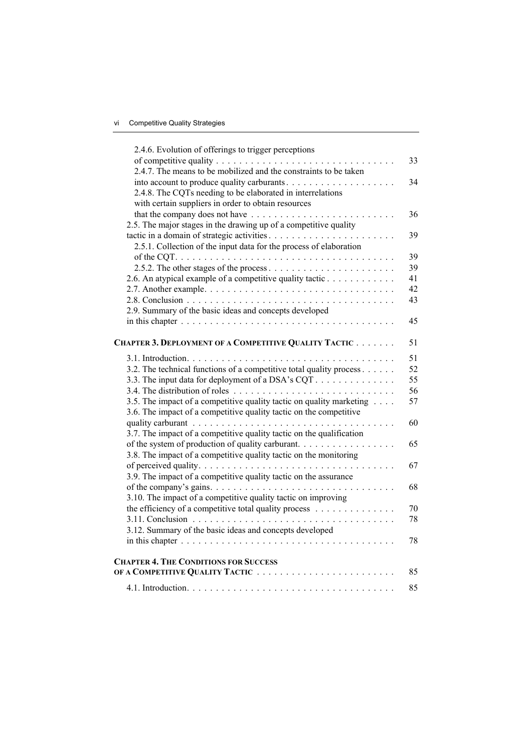2.4.6. Evolution of offerings to trigger perceptions of competitive quality . . . . . . . . . . . . . . . . . . . . . . . . . . . . . . . 33

2.4.7. The means to be mobilized and the constraints to be taken into account to produce quality carburants . . . . . . . . . . . . . . . . . . . 34

2.4.8. The CQTs needing to be elaborated in interrelations with certain suppliers in order to obtain resources that the company does not have . . . . . . . . . . . . . . . . . . . . . . . . . 36

2.5. The major stages in the drawing up of a competitive quality tactic in a domain of strategic activities . . . . . . . . . . . . . . . . . . . . . . 39

2.5.1. Collection of the input data for the process of elaboration of the CQT. . . . . . . . . . . . . . . . . . . . . . . . . . . . . . . . . . . . . . 39

2.5.2. The other stages of the process . . . . . . . . . . . . . . . . . . . . . . 39

2.6. An atypical example of a competitive quality tactic . . . . . . . . . . . . 41

2.7. Another example. . . . . . . . . . . . . . . . . . . . . . . . . . . . . . . . . 42

2.8. Conclusion . . . . . . . . . . . . . . . . . . . . . . . . . . . . . . . . . . . . 43

2.9. Summary of the basic ideas and concepts developed in this chapter . . . . . . . . . . . . . . . . . . . . . . . . . . . . . . . . . . . . . 45

**CHAPTER 3. DEPLOYMENT OF A COMPETITIVE QUALITY TACTIC** . . . . . . . 51

3.1. Introduction. . . . . . . . . . . . . . . . . . . . . . . . . . . . . . . . . . . 51

3.2. The technical functions of a competitive total quality process . . . . . . 52

3.3. The input data for deployment of a DSA's CQT . . . . . . . . . . . . . 55

3.4. The distribution of roles . . . . . . . . . . . . . . . . . . . . . . . . . . . 56

3.5. The impact of a competitive quality tactic on quality marketing . . . . 57

3.6. The impact of a competitive quality tactic on the competitive quality carburant . . . . . . . . . . . . . . . . . . . . . . . . . . . . . . . . . . . 60

3.7. The impact of a competitive quality tactic on the qualification of the system of production of quality carburant. . . . . . . . . . . . . . . . . 65

3.8. The impact of a competitive quality tactic on the monitoring of perceived quality. . . . . . . . . . . . . . . . . . . . . . . . . . . . . . . . . 67

3.9. The impact of a competitive quality tactic on the assurance of the company's gains. . . . . . . . . . . . . . . . . . . . . . . . . . . . . . . 68

3.10. The impact of a competitive quality tactic on improving the efficiency of a competitive total quality process . . . . . . . . . . . . . . 70

3.11. Conclusion . . . . . . . . . . . . . . . . . . . . . . . . . . . . . . . . . . . 78

3.12. Summary of the basic ideas and concepts developed in this chapter . . . . . . . . . . . . . . . . . . . . . . . . . . . . . . . . . . . . . 78

**CHAPTER 4. THE CONDITIONS FOR SUCCESS OF A COMPETITIVE QUALITY TACTIC** . . . . . . . . . . . . . . . . . . . . . . . . 85

4.1. Introduction. . . . . . . . . . . . . . . . . . . . . . . . . . . . . . . . . . . 85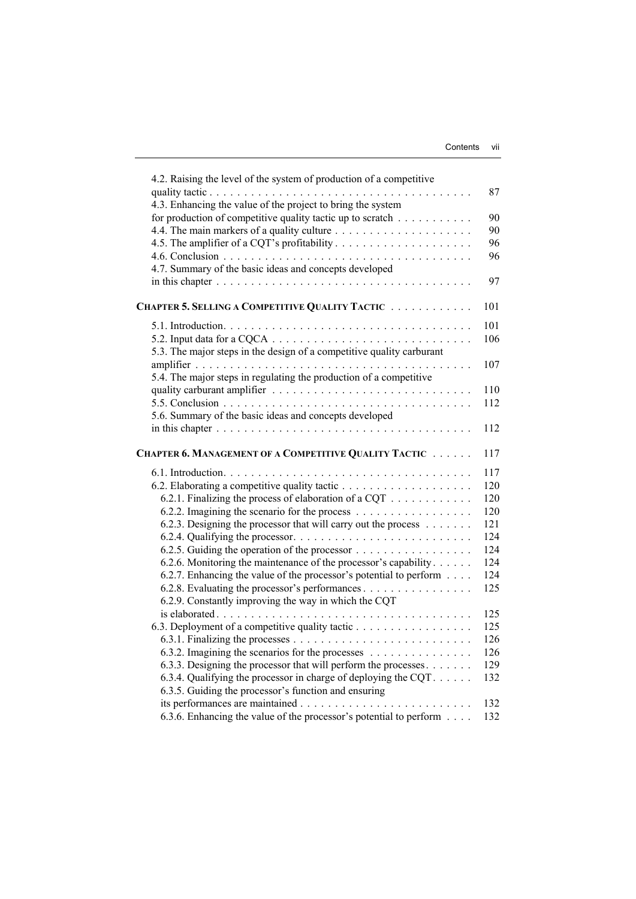4.2. Raising the level of the system of production of a competitive quality tactic . . . . . 87

4.3. Enhancing the value of the project to bring the system for production of competitive quality tactic up to scratch . . . . . 90

4.4. The main markers of a quality culture . . . . . 90

4.5. The amplifier of a CQT's profitability . . . . . 96

4.6. Conclusion . . . . . 96

4.7. Summary of the basic ideas and concepts developed in this chapter . . . . . 97

**CHAPTER 5. SELLING A COMPETITIVE QUALITY TACTIC . . . . . 101**

5.1. Introduction. . . . . . 101

5.2. Input data for a CQCA . . . . . 106

5.3. The major steps in the design of a competitive quality carburant amplifier . . . . . 107

5.4. The major steps in regulating the production of a competitive quality carburant amplifier . . . . . 110

5.5. Conclusion . . . . . 112

5.6. Summary of the basic ideas and concepts developed in this chapter . . . . . 112

**CHAPTER 6. MANAGEMENT OF A COMPETITIVE QUALITY TACTIC . . . . . 117**

6.1. Introduction. . . . . 117

6.2. Elaborating a competitive quality tactic . . . . . 120

- 6.2.1. Finalizing the process of elaboration of a CQT . . . . . 120
- 6.2.2. Imagining the scenario for the process . . . . . 120
- 6.2.3. Designing the processor that will carry out the process . . . . . 121
- 6.2.4. Qualifying the processor. . . . . 124
- 6.2.5. Guiding the operation of the processor . . . . . 124
- 6.2.6. Monitoring the maintenance of the processor's capability. . . . . 124
- 6.2.7. Enhancing the value of the processor's potential to perform . . . . 124
- 6.2.8. Evaluating the processor's performances. . . . . 125
- 6.2.9. Constantly improving the way in which the CQT is elaborated. . . . . 125

6.3. Deployment of a competitive quality tactic . . . . . 125

- 6.3.1. Finalizing the processes . . . . . 126
- 6.3.2. Imagining the scenarios for the processes . . . . . 126
- 6.3.3. Designing the processor that will perform the processes. . . . . 129
- 6.3.4. Qualifying the processor in charge of deploying the CQT. . . . . 132
- 6.3.5. Guiding the processor's function and ensuring its performances are maintained . . . . . 132
- 6.3.6. Enhancing the value of the processor's potential to perform . . . . 132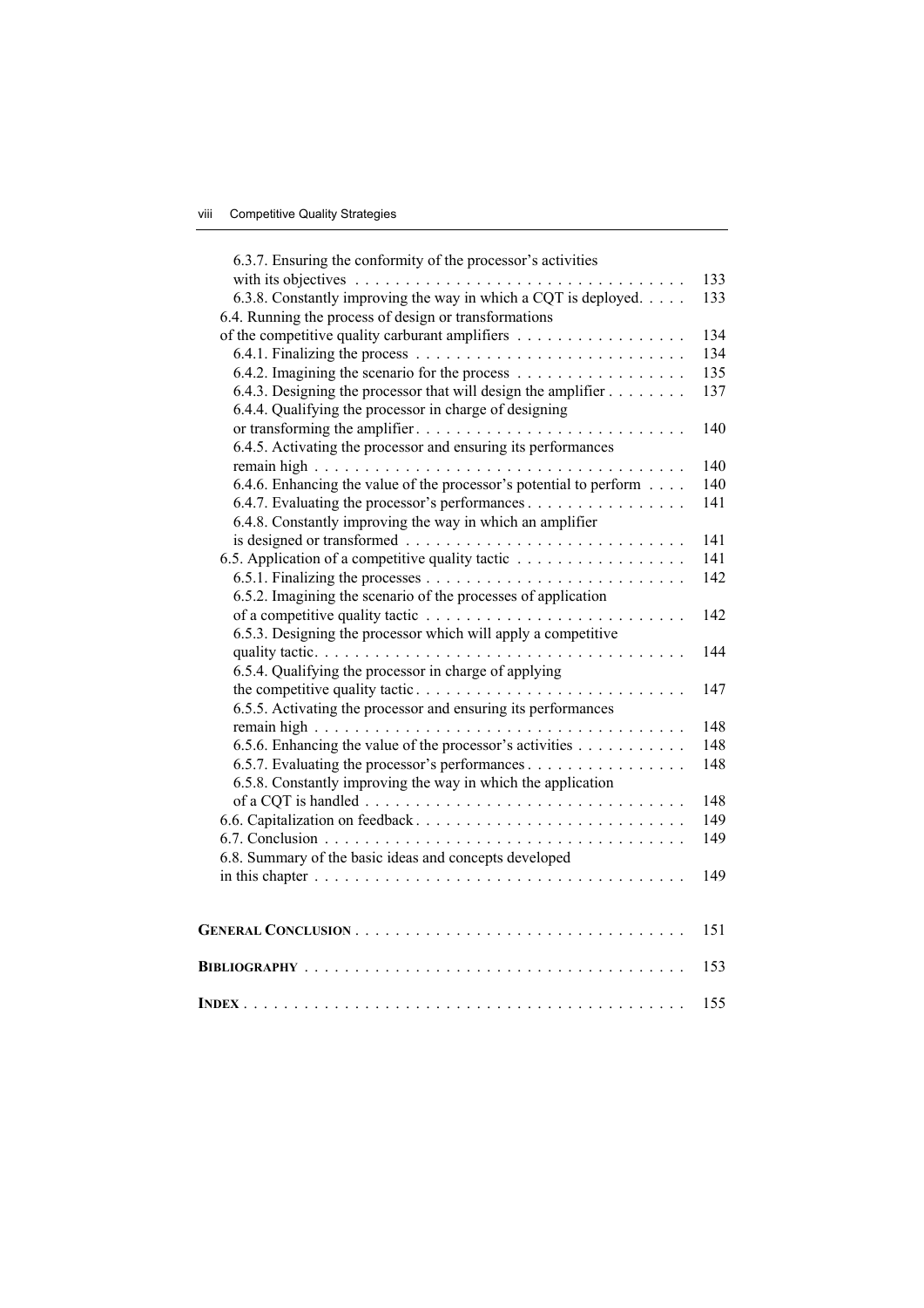6.3.7. Ensuring the conformity of the processor's activities with its objectives . . . . . 133

6.3.8. Constantly improving the way in which a CQT is deployed. . . . . 133

6.4. Running the process of design or transformations of the competitive quality carburant amplifiers . . . . . 134

6.4.1. Finalizing the process . . . . . 134

6.4.2. Imagining the scenario for the process . . . . . 135

6.4.3. Designing the processor that will design the amplifier . . . . . 137

6.4.4. Qualifying the processor in charge of designing or transforming the amplifier . . . . . 140

6.4.5. Activating the processor and ensuring its performances remain high . . . . . 140

6.4.6. Enhancing the value of the processor's potential to perform . . . . . 140

6.4.7. Evaluating the processor's performances . . . . . 141

6.4.8. Constantly improving the way in which an amplifier is designed or transformed . . . . . 141

6.5. Application of a competitive quality tactic . . . . . 141

6.5.1. Finalizing the processes . . . . . 142

6.5.2. Imagining the scenario of the processes of application of a competitive quality tactic . . . . . 142

6.5.3. Designing the processor which will apply a competitive quality tactic. . . . . . 144

6.5.4. Qualifying the processor in charge of applying the competitive quality tactic . . . . . 147

6.5.5. Activating the processor and ensuring its performances remain high . . . . . 148

6.5.6. Enhancing the value of the processor's activities . . . . . 148

6.5.7. Evaluating the processor's performances . . . . . 148

6.5.8. Constantly improving the way in which the application of a CQT is handled . . . . . 148

6.6. Capitalization on feedback . . . . . 149

6.7. Conclusion . . . . . 149

6.8. Summary of the basic ideas and concepts developed in this chapter . . . . . 149

**GENERAL CONCLUSION** . . . . . 151

**BIBLIOGRAPHY** . . . . . 153

**INDEX** . . . . . 155